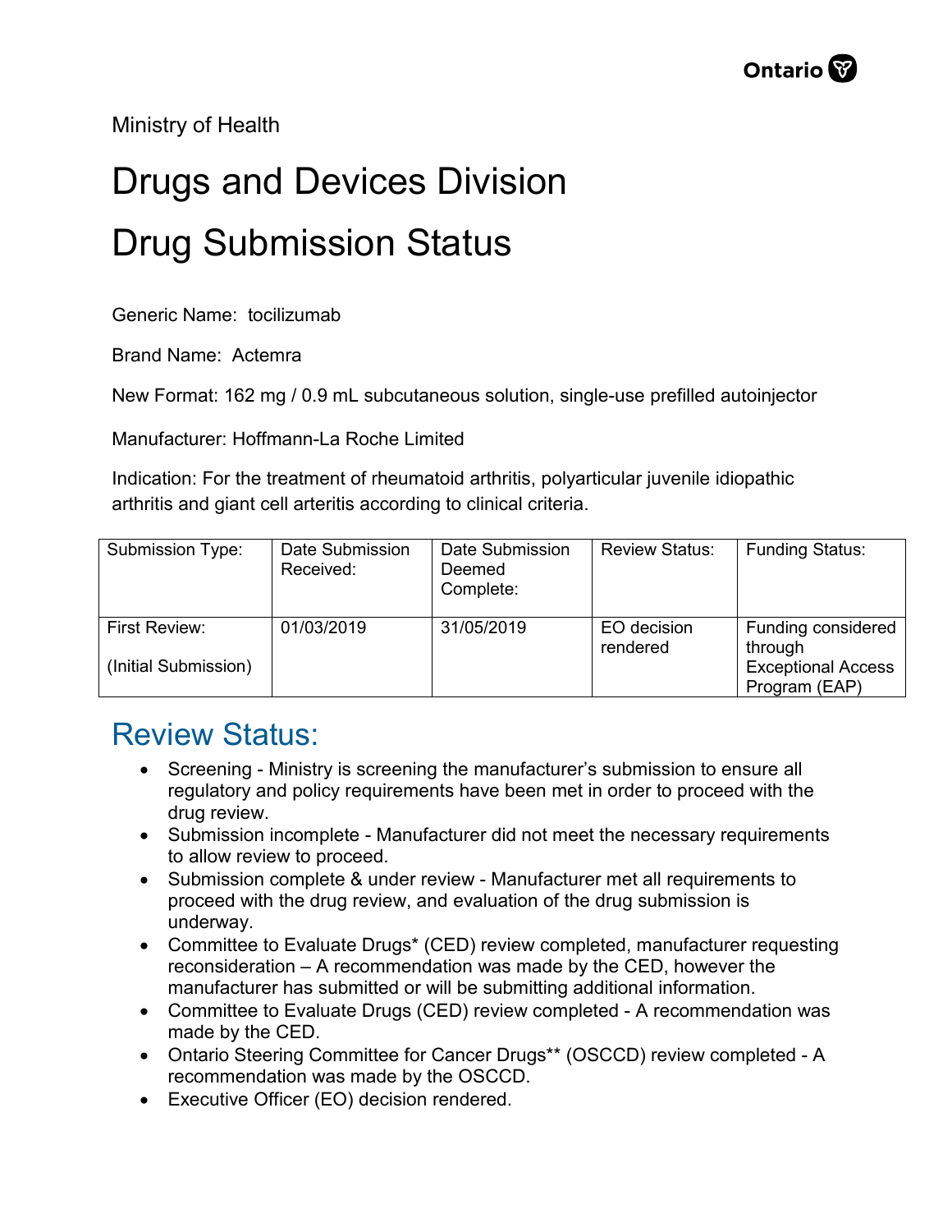Ministry of Health

# Drugs and Devices Division

# Drug Submission Status

Generic Name: tocilizumab

Brand Name: Actemra

New Format: 162 mg / 0.9 mL subcutaneous solution, single-use prefilled autoinjector

Manufacturer: Hoffmann-La Roche Limited

Indication: For the treatment of rheumatoid arthritis, polyarticular juvenile idiopathic arthritis and giant cell arteritis according to clinical criteria.

| Submission Type: | Date Submission Received: | Date Submission Deemed Complete: | Review Status: | Funding Status: |
|---|---|---|---|---|
| First Review: (Initial Submission) | 01/03/2019 | 31/05/2019 | EO decision rendered | Funding considered through Exceptional Access Program (EAP) |

## Review Status:

- Screening - Ministry is screening the manufacturer's submission to ensure all regulatory and policy requirements have been met in order to proceed with the drug review.
- Submission incomplete - Manufacturer did not meet the necessary requirements to allow review to proceed.
- Submission complete & under review - Manufacturer met all requirements to proceed with the drug review, and evaluation of the drug submission is underway.
- Committee to Evaluate Drugs* (CED) review completed, manufacturer requesting reconsideration – A recommendation was made by the CED, however the manufacturer has submitted or will be submitting additional information.
- Committee to Evaluate Drugs (CED) review completed - A recommendation was made by the CED.
- Ontario Steering Committee for Cancer Drugs** (OSCCD) review completed - A recommendation was made by the OSCCD.
- Executive Officer (EO) decision rendered.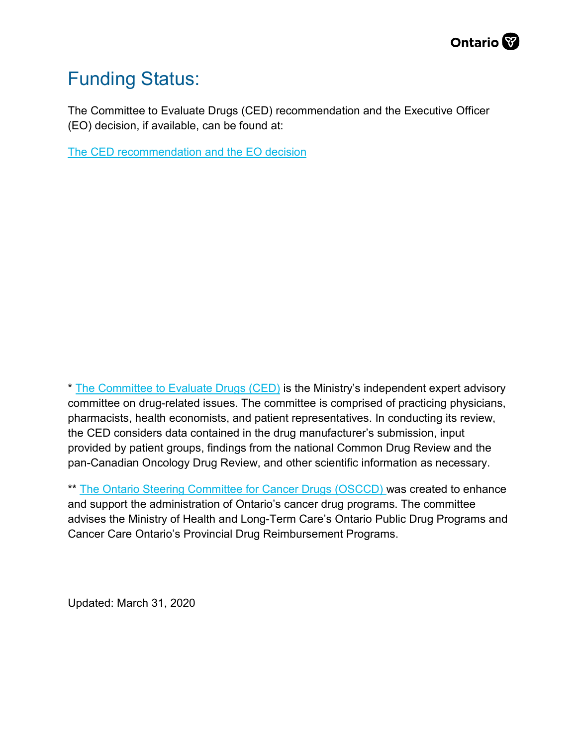# Funding Status:

The Committee to Evaluate Drugs (CED) recommendation and the Executive Officer (EO) decision, if available, can be found at:

The CED recommendation and the EO decision

* The Committee to Evaluate Drugs (CED) is the Ministry's independent expert advisory committee on drug-related issues. The committee is comprised of practicing physicians, pharmacists, health economists, and patient representatives. In conducting its review, the CED considers data contained in the drug manufacturer's submission, input provided by patient groups, findings from the national Common Drug Review and the pan-Canadian Oncology Drug Review, and other scientific information as necessary.

** The Ontario Steering Committee for Cancer Drugs (OSCCD) was created to enhance and support the administration of Ontario's cancer drug programs. The committee advises the Ministry of Health and Long-Term Care's Ontario Public Drug Programs and Cancer Care Ontario's Provincial Drug Reimbursement Programs.

Updated: March 31, 2020